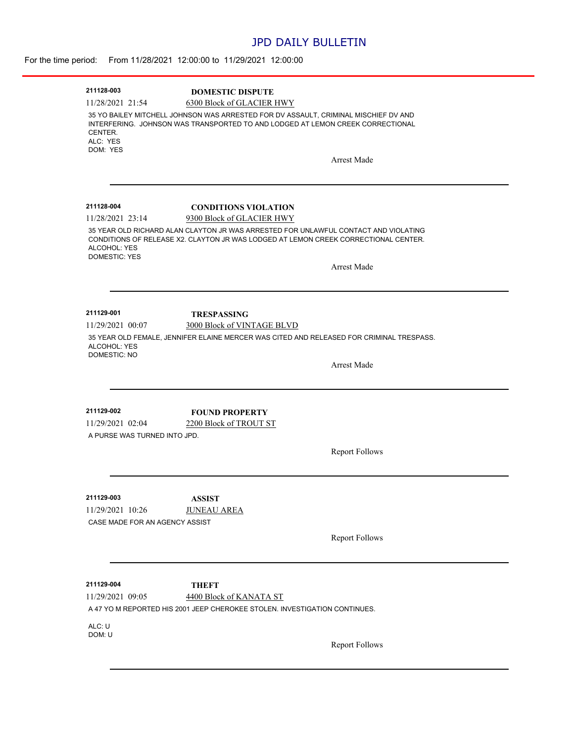# JPD DAILY BULLETIN

For the time period: From 11/28/2021 12:00:00 to 11/29/2021 12:00:00

---

**211128-003** **DOMESTIC DISPUTE**

11/28/2021 21:54 6300 Block of GLACIER HWY

35 YO BAILEY MITCHELL JOHNSON WAS ARRESTED FOR DV ASSAULT, CRIMINAL MISCHIEF DV AND INTERFERING. JOHNSON WAS TRANSPORTED TO AND LODGED AT LEMON CREEK CORRECTIONAL CENTER.
ALC: YES
DOM: YES

Arrest Made

---

**211128-004** **CONDITIONS VIOLATION**

11/28/2021 23:14 9300 Block of GLACIER HWY

35 YEAR OLD RICHARD ALAN CLAYTON JR WAS ARRESTED FOR UNLAWFUL CONTACT AND VIOLATING CONDITIONS OF RELEASE X2. CLAYTON JR WAS LODGED AT LEMON CREEK CORRECTIONAL CENTER.
ALCOHOL: YES
DOMESTIC: YES

Arrest Made

---

**211129-001** **TRESPASSING**

11/29/2021 00:07 3000 Block of VINTAGE BLVD

35 YEAR OLD FEMALE, JENNIFER ELAINE MERCER WAS CITED AND RELEASED FOR CRIMINAL TRESPASS.
ALCOHOL: YES
DOMESTIC: NO

Arrest Made

---

**211129-002** **FOUND PROPERTY**

11/29/2021 02:04 2200 Block of TROUT ST

A PURSE WAS TURNED INTO JPD.

Report Follows

---

**211129-003** **ASSIST**

11/29/2021 10:26 JUNEAU AREA

CASE MADE FOR AN AGENCY ASSIST

Report Follows

---

**211129-004** **THEFT**

11/29/2021 09:05 4400 Block of KANATA ST

A 47 YO M REPORTED HIS 2001 JEEP CHEROKEE STOLEN. INVESTIGATION CONTINUES.

ALC: U
DOM: U

Report Follows

---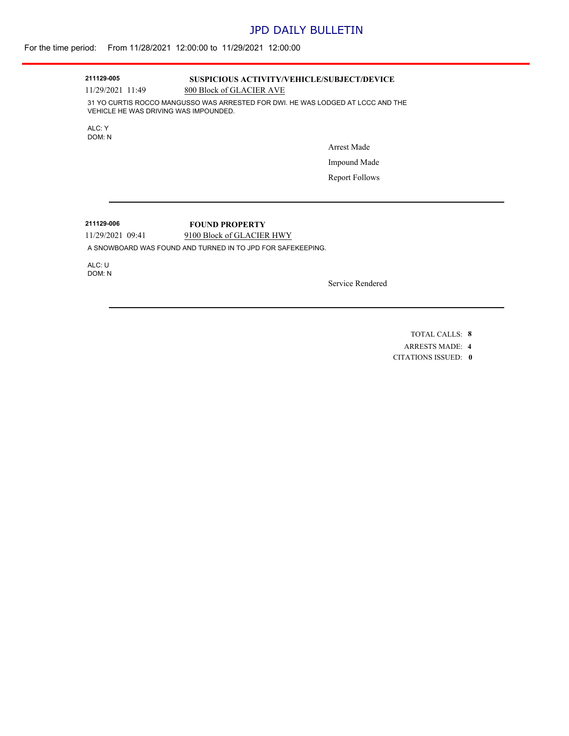# JPD DAILY BULLETIN

For the time period: From 11/28/2021 12:00:00 to 11/29/2021 12:00:00

**211129-005** — **SUSPICIOUS ACTIVITY/VEHICLE/SUBJECT/DEVICE**

11/29/2021 11:49 — 800 Block of GLACIER AVE

31 YO CURTIS ROCCO MANGUSSO WAS ARRESTED FOR DWI. HE WAS LODGED AT LCCC AND THE VEHICLE HE WAS DRIVING WAS IMPOUNDED.

ALC: Y
DOM: N

Arrest Made
Impound Made
Report Follows

---

**211129-006** — **FOUND PROPERTY**

11/29/2021 09:41 — 9100 Block of GLACIER HWY

A SNOWBOARD WAS FOUND AND TURNED IN TO JPD FOR SAFEKEEPING.

ALC: U
DOM: N

Service Rendered

---

TOTAL CALLS: **8**
ARRESTS MADE: **4**
CITATIONS ISSUED: **0**